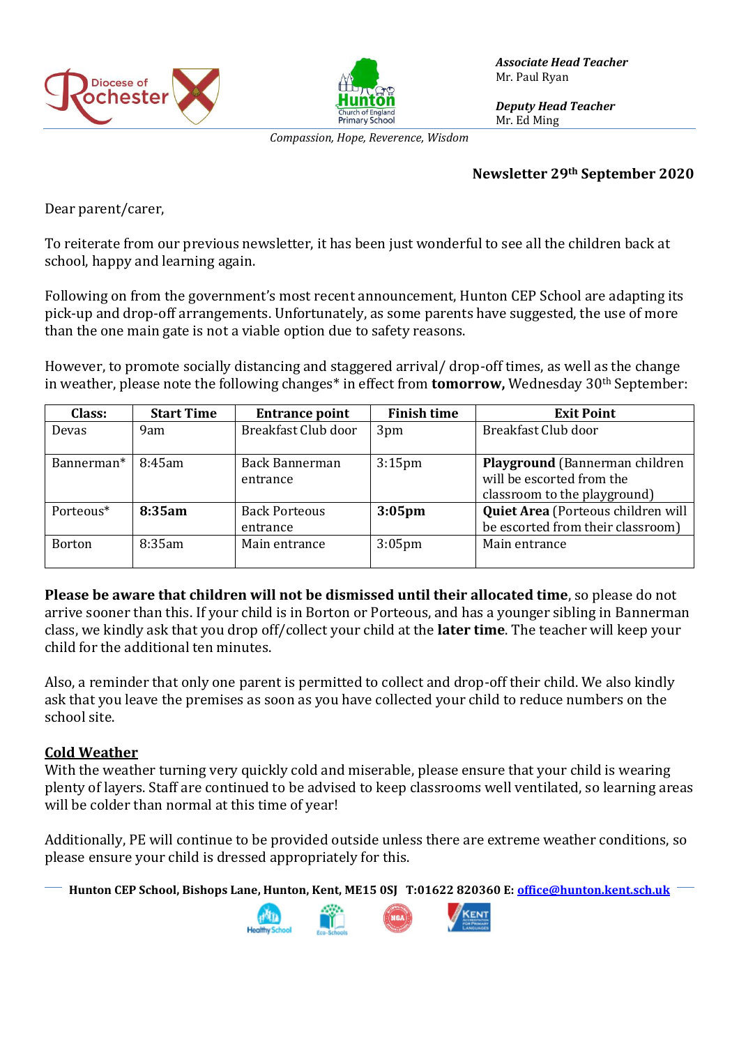*Associate Head Teacher*
Mr. Paul Ryan

*Deputy Head Teacher*
Mr. Ed Ming

*Compassion, Hope, Reverence, Wisdom*

**Newsletter 29th September 2020**

Dear parent/carer,

To reiterate from our previous newsletter, it has been just wonderful to see all the children back at school, happy and learning again.

Following on from the government's most recent announcement, Hunton CEP School are adapting its pick-up and drop-off arrangements. Unfortunately, as some parents have suggested, the use of more than the one main gate is not a viable option due to safety reasons.

However, to promote socially distancing and staggered arrival/ drop-off times, as well as the change in weather, please note the following changes* in effect from **tomorrow,** Wednesday 30th September:

| Class: | Start Time | Entrance point | Finish time | Exit Point |
|---|---|---|---|---|
| Devas | 9am | Breakfast Club door | 3pm | Breakfast Club door |
| Bannerman* | 8:45am | Back Bannerman entrance | 3:15pm | **Playground** (Bannerman children will be escorted from the classroom to the playground) |
| Porteous* | **8:35am** | Back Porteous entrance | **3:05pm** | **Quiet Area** (Porteous children will be escorted from their classroom) |
| Borton | 8:35am | Main entrance | 3:05pm | Main entrance |

**Please be aware that children will not be dismissed until their allocated time**, so please do not arrive sooner than this. If your child is in Borton or Porteous, and has a younger sibling in Bannerman class, we kindly ask that you drop off/collect your child at the **later time**. The teacher will keep your child for the additional ten minutes.

Also, a reminder that only one parent is permitted to collect and drop-off their child. We also kindly ask that you leave the premises as soon as you have collected your child to reduce numbers on the school site.

## Cold Weather

With the weather turning very quickly cold and miserable, please ensure that your child is wearing plenty of layers. Staff are continued to be advised to keep classrooms well ventilated, so learning areas will be colder than normal at this time of year!

Additionally, PE will continue to be provided outside unless there are extreme weather conditions, so please ensure your child is dressed appropriately for this.

**Hunton CEP School, Bishops Lane, Hunton, Kent, ME15 0SJ T:01622 820360 E: office@hunton.kent.sch.uk**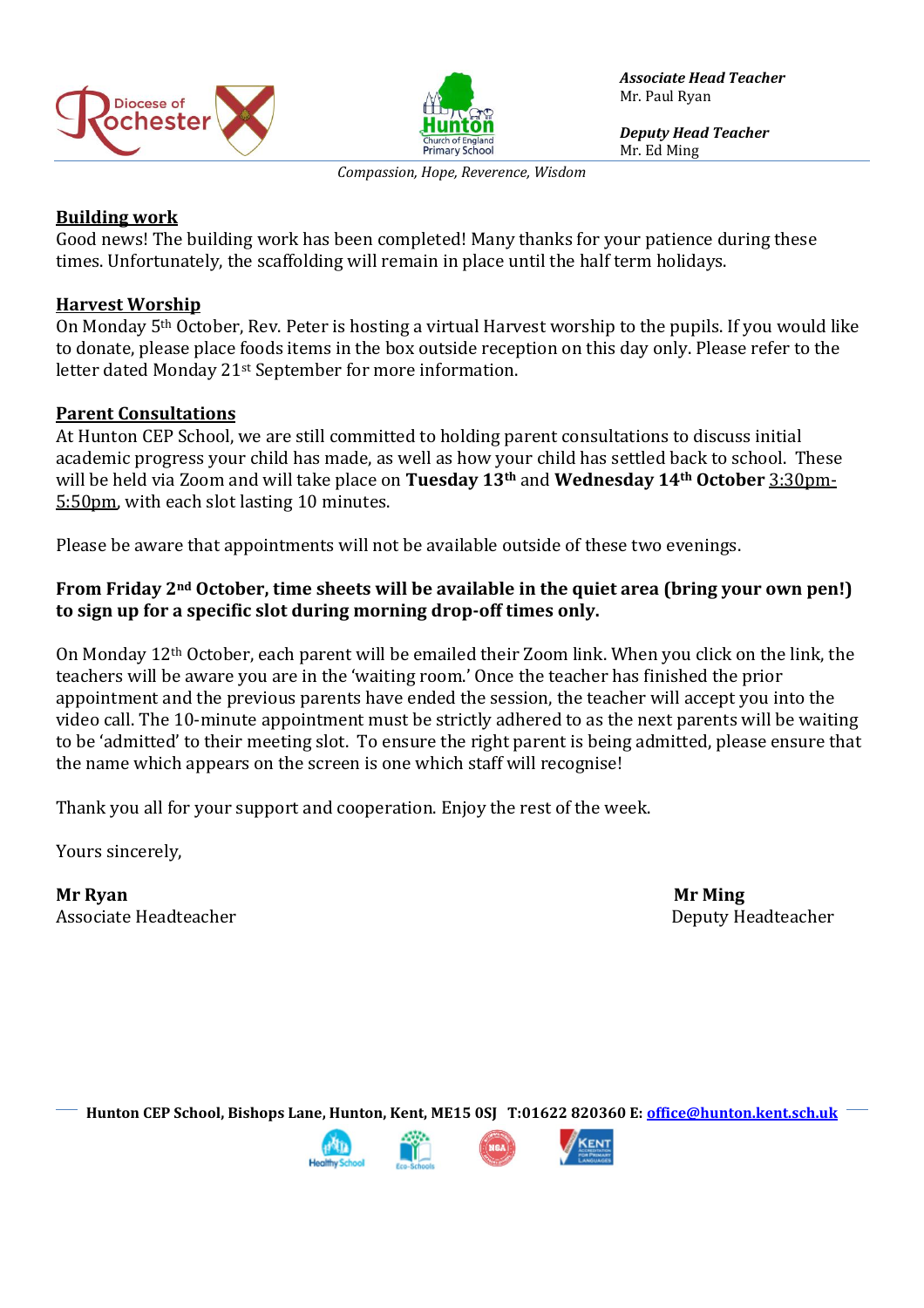*Associate Head Teacher*
Mr. Paul Ryan

*Deputy Head Teacher*
Mr. Ed Ming

*Compassion, Hope, Reverence, Wisdom*

## Building work

Good news! The building work has been completed! Many thanks for your patience during these times. Unfortunately, the scaffolding will remain in place until the half term holidays.

## Harvest Worship

On Monday 5th October, Rev. Peter is hosting a virtual Harvest worship to the pupils. If you would like to donate, please place foods items in the box outside reception on this day only. Please refer to the letter dated Monday 21st September for more information.

## Parent Consultations

At Hunton CEP School, we are still committed to holding parent consultations to discuss initial academic progress your child has made, as well as how your child has settled back to school. These will be held via Zoom and will take place on **Tuesday 13th** and **Wednesday 14th October** 3:30pm-5:50pm, with each slot lasting 10 minutes.

Please be aware that appointments will not be available outside of these two evenings.

**From Friday 2nd October, time sheets will be available in the quiet area (bring your own pen!) to sign up for a specific slot during morning drop-off times only.**

On Monday 12th October, each parent will be emailed their Zoom link. When you click on the link, the teachers will be aware you are in the 'waiting room.' Once the teacher has finished the prior appointment and the previous parents have ended the session, the teacher will accept you into the video call. The 10-minute appointment must be strictly adhered to as the next parents will be waiting to be 'admitted' to their meeting slot. To ensure the right parent is being admitted, please ensure that the name which appears on the screen is one which staff will recognise!

Thank you all for your support and cooperation. Enjoy the rest of the week.

Yours sincerely,

**Mr Ryan**
Associate Headteacher

**Mr Ming**
Deputy Headteacher

**Hunton CEP School, Bishops Lane, Hunton, Kent, ME15 0SJ T:01622 820360 E: office@hunton.kent.sch.uk**